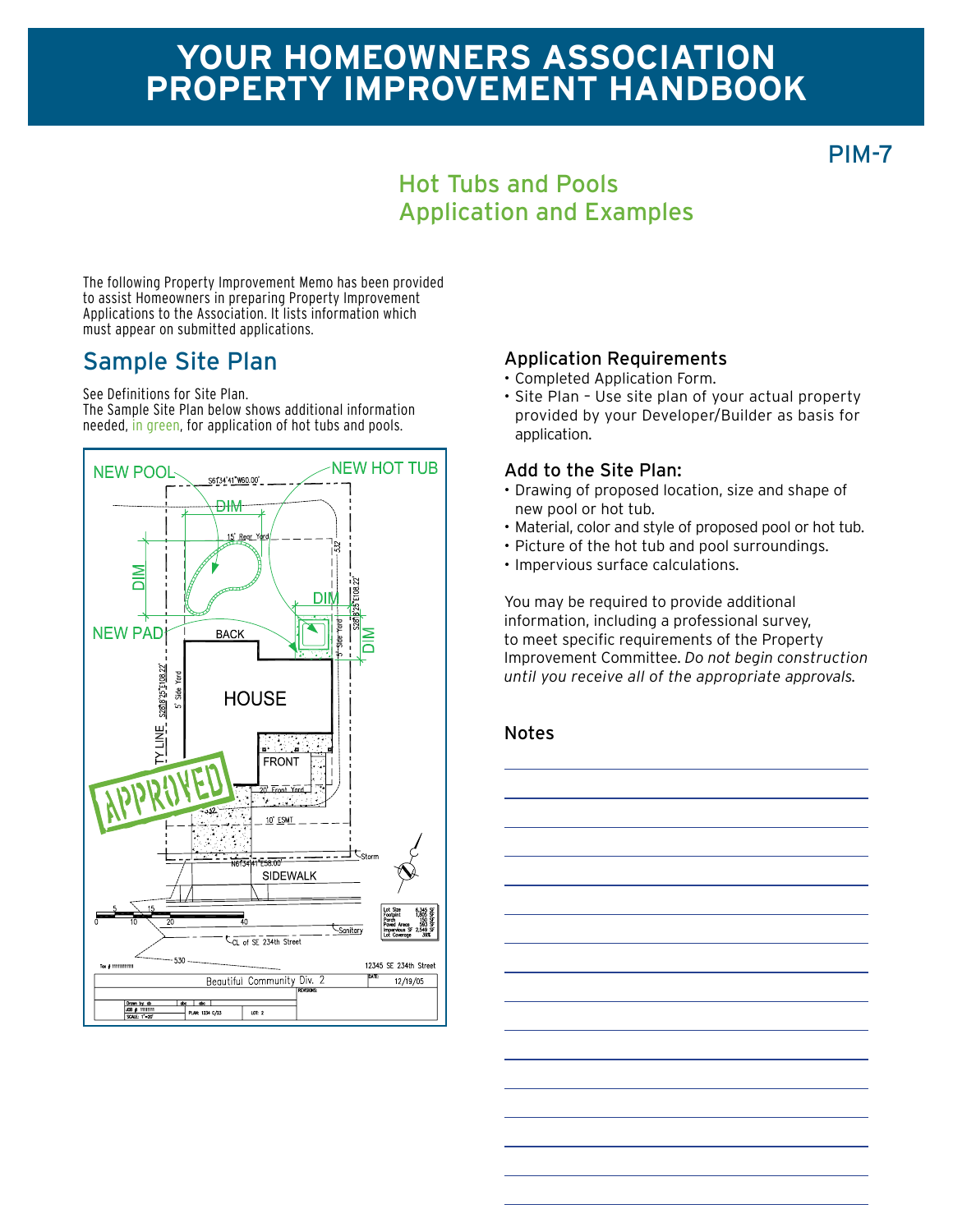# YOUR HOMEOWNERS ASSOCIATION PROPERTY IMPROVEMENT HANDBOOK

PIM-7

## Hot Tubs and Pools Application and Examples

The following Property Improvement Memo has been provided to assist Homeowners in preparing Property Improvement Applications to the Association. It lists information which must appear on submitted applications.

## Sample Site Plan

See Definitions for Site Plan.
The Sample Site Plan below shows additional information needed, in green, for application of hot tubs and pools.

NEW POOL
NEW HOT TUB
NEW PAD
DIM
BACK
HOUSE
FRONT
SIDEWALK
APPROVED

### Application Requirements

- Completed Application Form.
- Site Plan – Use site plan of your actual property provided by your Developer/Builder as basis for application.

### Add to the Site Plan:

- Drawing of proposed location, size and shape of new pool or hot tub.
- Material, color and style of proposed pool or hot tub.
- Picture of the hot tub and pool surroundings.
- Impervious surface calculations.

You may be required to provide additional information, including a professional survey, to meet specific requirements of the Property Improvement Committee. *Do not begin construction until you receive all of the appropriate approvals.*

### Notes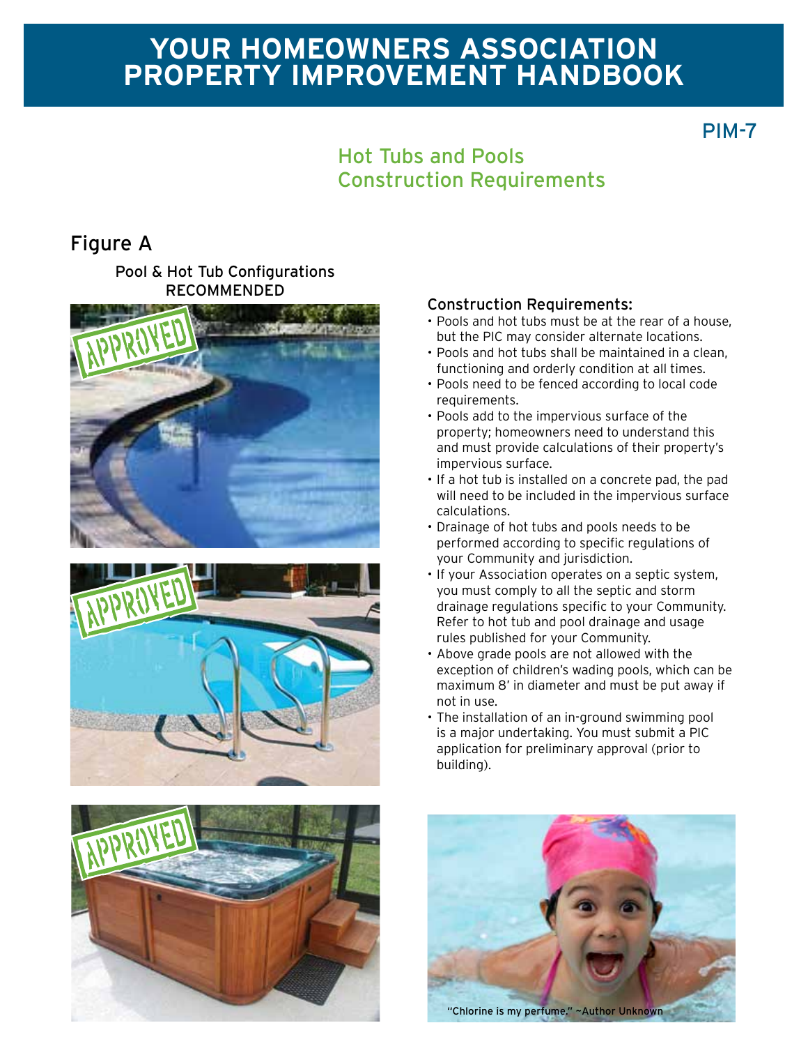# YOUR HOMEOWNERS ASSOCIATION PROPERTY IMPROVEMENT HANDBOOK

PIM-7

## Hot Tubs and Pools Construction Requirements

## Figure A

Pool & Hot Tub Configurations
RECOMMENDED

APPROVED

APPROVED

APPROVED

### Construction Requirements:

- Pools and hot tubs must be at the rear of a house, but the PIC may consider alternate locations.
- Pools and hot tubs shall be maintained in a clean, functioning and orderly condition at all times.
- Pools need to be fenced according to local code requirements.
- Pools add to the impervious surface of the property; homeowners need to understand this and must provide calculations of their property's impervious surface.
- If a hot tub is installed on a concrete pad, the pad will need to be included in the impervious surface calculations.
- Drainage of hot tubs and pools needs to be performed according to specific regulations of your Community and jurisdiction.
- If your Association operates on a septic system, you must comply to all the septic and storm drainage regulations specific to your Community. Refer to hot tub and pool drainage and usage rules published for your Community.
- Above grade pools are not allowed with the exception of children's wading pools, which can be maximum 8' in diameter and must be put away if not in use.
- The installation of an in-ground swimming pool is a major undertaking. You must submit a PIC application for preliminary approval (prior to building).

"Chlorine is my perfume." ~Author Unknown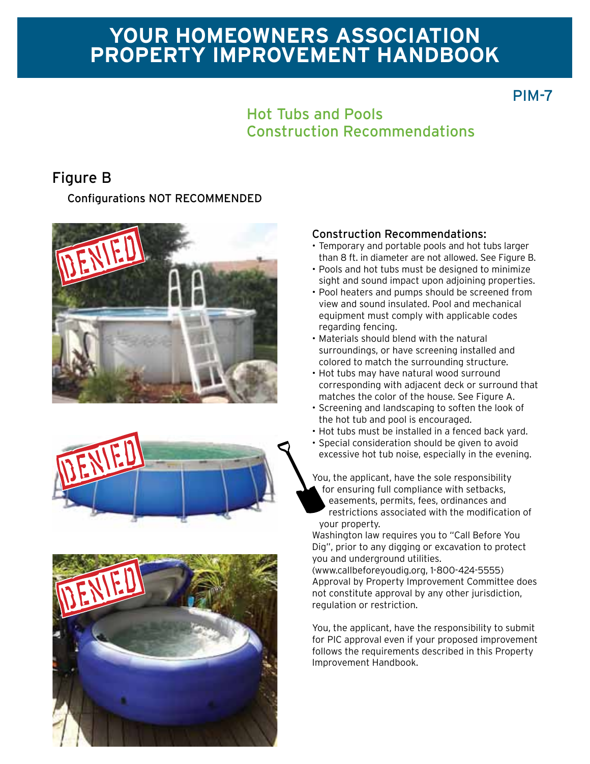# YOUR HOMEOWNERS ASSOCIATION PROPERTY IMPROVEMENT HANDBOOK

PIM-7

## Hot Tubs and Pools Construction Recommendations

### Figure B

Configurations NOT RECOMMENDED

### Construction Recommendations:

- Temporary and portable pools and hot tubs larger than 8 ft. in diameter are not allowed. See Figure B.
- Pools and hot tubs must be designed to minimize sight and sound impact upon adjoining properties.
- Pool heaters and pumps should be screened from view and sound insulated. Pool and mechanical equipment must comply with applicable codes regarding fencing.
- Materials should blend with the natural surroundings, or have screening installed and colored to match the surrounding structure.
- Hot tubs may have natural wood surround corresponding with adjacent deck or surround that matches the color of the house. See Figure A.
- Screening and landscaping to soften the look of the hot tub and pool is encouraged.
- Hot tubs must be installed in a fenced back yard.
- Special consideration should be given to avoid excessive hot tub noise, especially in the evening.

You, the applicant, have the sole responsibility for ensuring full compliance with setbacks, easements, permits, fees, ordinances and restrictions associated with the modification of your property.

Washington law requires you to "Call Before You Dig", prior to any digging or excavation to protect you and underground utilities. (www.callbeforeyoudig.org, 1-800-424-5555)

Approval by Property Improvement Committee does not constitute approval by any other jurisdiction, regulation or restriction.

You, the applicant, have the responsibility to submit for PIC approval even if your proposed improvement follows the requirements described in this Property Improvement Handbook.